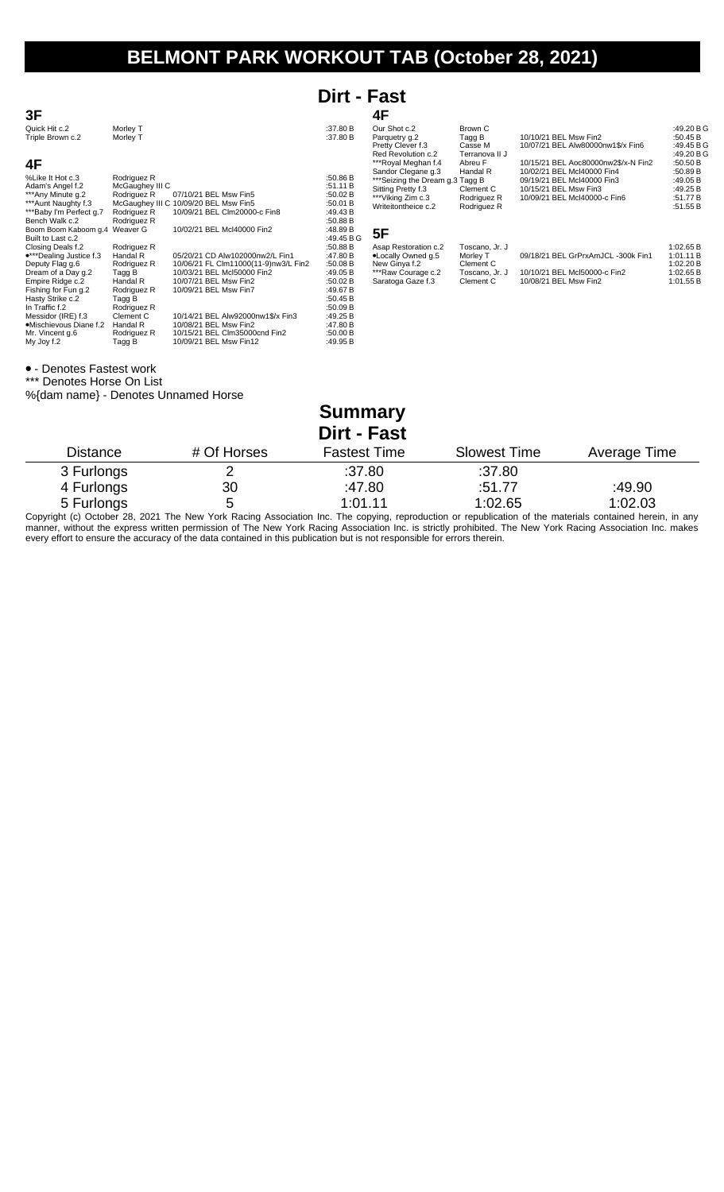# BELMONT PARK WORKOUT TAB (October 28, 2021)

## Dirt - Fast

### 3F

| Horse | Jockey/Rider | Last Race | Time |
|---|---|---|---|
| Quick Hit c.2 | Morley T | | :37.80 B |
| Triple Brown c.2 | Morley T | | :37.80 B |

### 4F

| Horse | Jockey/Rider | Last Race | Time |
|---|---|---|---|
| %Like It Hot c.3 | Rodriguez R | | :50.86 B |
| Adam's Angel f.2 | McGaughey III C | | :51.11 B |
| ***Any Minute g.2 | Rodriguez R | 07/10/21 BEL Msw Fin5 | :50.02 B |
| ***Aunt Naughty f.3 | McGaughey III C | 10/09/20 BEL Msw Fin5 | :50.01 B |
| ***Baby I'm Perfect g.7 | Rodriguez R | 10/09/21 BEL Clm20000-c Fin8 | :49.43 B |
| Bench Walk c.2 | Rodriguez R | | :50.88 B |
| Boom Boom Kaboom g.4 | Weaver G | 10/02/21 BEL Mcl40000 Fin2 | :48.89 B |
| Built to Last c.2 | | | :49.45 B G |
| Closing Deals f.2 | Rodriguez R | | :50.88 B |
| •***Dealing Justice f.3 | Handal R | 05/20/21 CD Alw102000nw2/L Fin1 | :47.80 B |
| Deputy Flag g.6 | Rodriguez R | 10/06/21 FL Clm11000(11-9)nw3/L Fin2 | :50.08 B |
| Dream of a Day g.2 | Tagg B | 10/03/21 BEL Mcl50000 Fin2 | :49.05 B |
| Empire Ridge c.2 | Handal R | 10/07/21 BEL Msw Fin2 | :50.02 B |
| Fishing for Fun g.2 | Rodriguez R | 10/09/21 BEL Msw Fin7 | :49.67 B |
| Hasty Strike c.2 | Tagg B | | :50.45 B |
| In Traffic f.2 | Rodriguez R | | :50.09 B |
| Messidor (IRE) f.3 | Clement C | 10/14/21 BEL Alw92000nw1$/x Fin3 | :49.25 B |
| •Mischievous Diane f.2 | Handal R | 10/08/21 BEL Msw Fin2 | :47.80 B |
| Mr. Vincent g.6 | Rodriguez R | 10/15/21 BEL Clm35000cnd Fin2 | :50.00 B |
| My Joy f.2 | Tagg B | 10/09/21 BEL Msw Fin12 | :49.95 B |
| Our Shot c.2 | Brown C | | :49.20 B G |
| Parquetry g.2 | Tagg B | 10/10/21 BEL Msw Fin2 | :50.45 B |
| Pretty Clever f.3 | Casse M | 10/07/21 BEL Alw80000nw1$/x Fin6 | :49.45 B G |
| Red Revolution c.2 | Terranova II J | | :49.20 B G |
| ***Royal Meghan f.4 | Abreu F | 10/15/21 BEL Aoc80000nw2$/x-N Fin2 | :50.50 B |
| Sandor Clegane g.3 | Handal R | 10/02/21 BEL Mcl40000 Fin4 | :50.89 B |
| ***Seizing the Dream g.3 | Tagg B | 09/19/21 BEL Mcl40000 Fin3 | :49.05 B |
| Sitting Pretty f.3 | Clement C | 10/15/21 BEL Msw Fin3 | :49.25 B |
| ***Viking Zim c.3 | Rodriguez R | 10/09/21 BEL Mcl40000-c Fin6 | :51.77 B |
| Writeitontheice c.2 | Rodriguez R | | :51.55 B |

### 5F

| Horse | Jockey/Rider | Last Race | Time |
|---|---|---|---|
| Asap Restoration c.2 | Toscano, Jr. J | | 1:02.65 B |
| •Locally Owned g.5 | Morley T | 09/18/21 BEL GrPrxAmJCL -300k Fin1 | 1:01.11 B |
| New Ginya f.2 | Clement C | | 1:02.20 B |
| ***Raw Courage c.2 | Toscano, Jr. J | 10/10/21 BEL Mcl50000-c Fin2 | 1:02.65 B |
| Saratoga Gaze f.3 | Clement C | 10/08/21 BEL Msw Fin2 | 1:01.55 B |

• - Denotes Fastest work

*** Denotes Horse On List

%{dam name} - Denotes Unnamed Horse

## Summary
## Dirt - Fast

| Distance | # Of Horses | Fastest Time | Slowest Time | Average Time |
|---|---|---|---|---|
| 3 Furlongs | 2 | :37.80 | :37.80 | |
| 4 Furlongs | 30 | :47.80 | :51.77 | :49.90 |
| 5 Furlongs | 5 | 1:01.11 | 1:02.65 | 1:02.03 |

Copyright (c) October 28, 2021 The New York Racing Association Inc. The copying, reproduction or republication of the materials contained herein, in any manner, without the express written permission of The New York Racing Association Inc. is strictly prohibited. The New York Racing Association Inc. makes every effort to ensure the accuracy of the data contained in this publication but is not responsible for errors therein.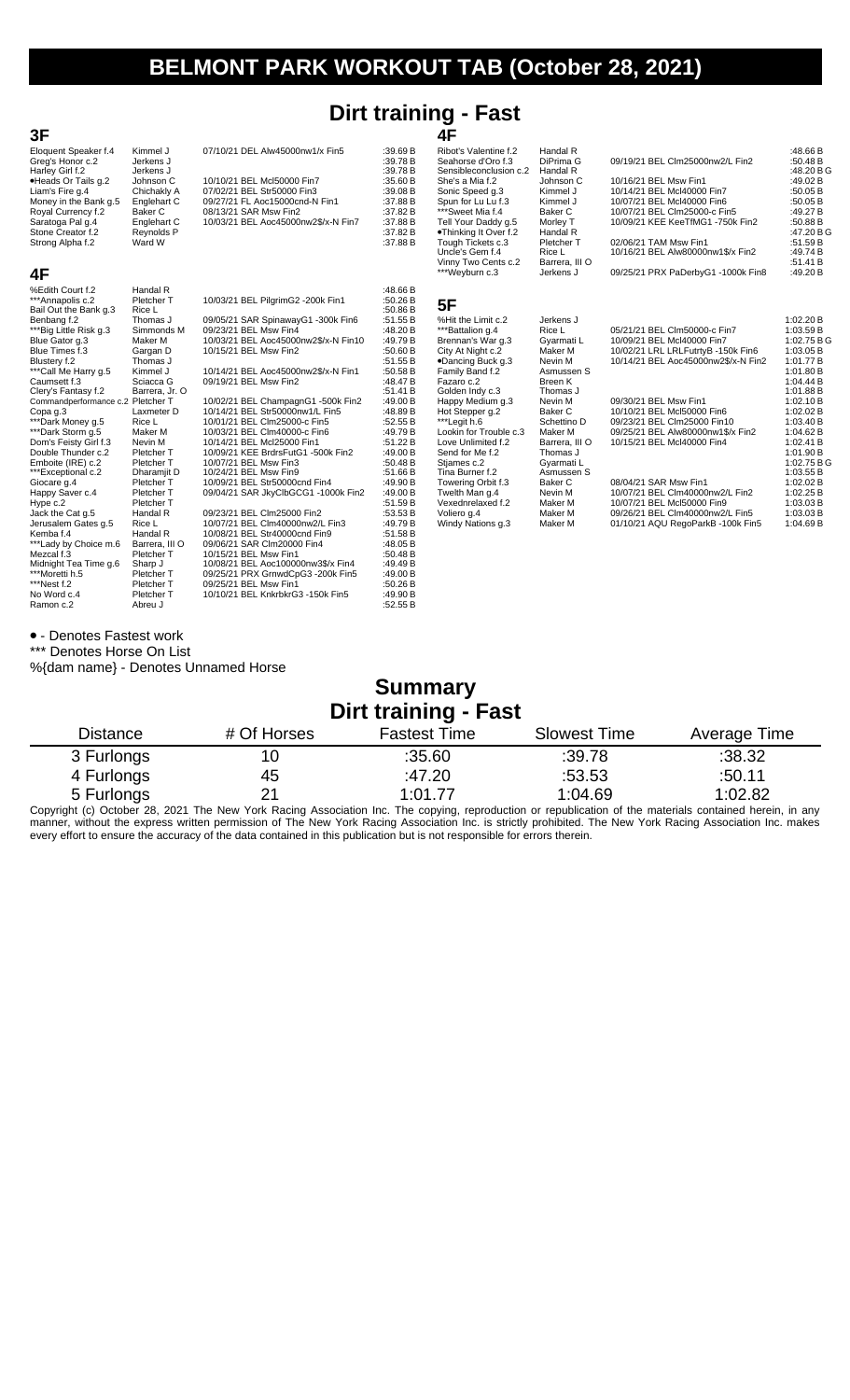# BELMONT PARK WORKOUT TAB (October 28, 2021)

## Dirt training - Fast

### 3F

| | | | |
|---|---|---|---|
| Eloquent Speaker f.4 | Kimmel J | 07/10/21 DEL Alw45000nw1/x Fin5 | :39.69 B |
| Greg's Honor c.2 | Jerkens J | | :39.78 B |
| Harley Girl f.2 | Jerkens J | | :39.78 B |
| •Heads Or Tails g.2 | Johnson C | 10/10/21 BEL Mcl50000 Fin7 | :35.60 B |
| Liam's Fire g.4 | Chichakly A | 07/02/21 BEL Str50000 Fin3 | :39.08 B |
| Money in the Bank g.5 | Englehart C | 09/27/21 FL Aoc15000cnd-N Fin1 | :37.88 B |
| Royal Currency f.2 | Baker C | 08/13/21 SAR Msw Fin2 | :37.82 B |
| Saratoga Pal g.4 | Englehart C | 10/03/21 BEL Aoc45000nw2$/x-N Fin7 | :37.88 B |
| Stone Creator f.2 | Reynolds P | | :37.82 B |
| Strong Alpha f.2 | Ward W | | :37.88 B |

### 4F

| | | | |
|---|---|---|---|
| %Edith Court f.2 | Handal R | | :48.66 B |
| ***Annapolis c.2 | Pletcher T | 10/03/21 BEL PilgrimG2 -200k Fin1 | :50.26 B |
| Bail Out the Bank g.3 | Rice L | | :50.86 B |
| Benbang f.2 | Thomas J | 09/05/21 SAR SpinawayG1 -300k Fin6 | :51.55 B |
| ***Big Little Risk g.3 | Simmonds M | 09/23/21 BEL Msw Fin4 | :48.20 B |
| Blue Gator g.3 | Maker M | 10/03/21 BEL Aoc45000nw2$/x-N Fin10 | :49.79 B |
| Blue Times f.3 | Gargan D | 10/15/21 BEL Msw Fin2 | :50.60 B |
| Blustery f.2 | Thomas J | | :51.55 B |
| ***Call Me Harry g.5 | Kimmel J | 10/14/21 BEL Aoc45000nw2$/x-N Fin1 | :50.58 B |
| Caumsett f.3 | Sciacca G | 09/19/21 BEL Msw Fin2 | :48.47 B |
| Clery's Fantasy f.2 | Barrera, Jr. O | | :51.41 B |
| Commandperformance c.2 | Pletcher T | 10/02/21 BEL ChampagnG1 -500k Fin2 | :49.00 B |
| Copa g.3 | Laxmeter D | 10/14/21 BEL Str50000nw1/L Fin5 | :48.89 B |
| ***Dark Money g.5 | Rice L | 10/01/21 BEL Clm25000-c Fin5 | :52.55 B |
| ***Dark Storm g.5 | Maker M | 10/03/21 BEL Clm40000-c Fin6 | :49.79 B |
| Dom's Feisty Girl f.3 | Nevin M | 10/14/21 BEL Mcl25000 Fin1 | :51.22 B |
| Double Thunder c.2 | Pletcher T | 10/09/21 KEE BrdrsFutG1 -500k Fin2 | :49.00 B |
| Emboite (IRE) c.2 | Pletcher T | 10/07/21 BEL Msw Fin3 | :50.48 B |
| ***Exceptional c.2 | Dharamjit D | 10/24/21 BEL Msw Fin9 | :51.66 B |
| Giocare g.4 | Pletcher T | 10/09/21 BEL Str50000cnd Fin4 | :49.90 B |
| Happy Saver c.4 | Pletcher T | 09/04/21 SAR JkyClbGCG1 -1000k Fin2 | :49.00 B |
| Hype c.2 | Pletcher T | | :51.59 B |
| Jack the Cat g.5 | Handal R | 09/23/21 BEL Clm25000 Fin2 | :53.53 B |
| Jerusalem Gates g.5 | Rice L | 10/07/21 BEL Clm40000nw2/L Fin3 | :49.79 B |
| Kemba f.4 | Handal R | 10/08/21 BEL Str40000cnd Fin9 | :51.58 B |
| ***Lady by Choice m.6 | Barrera, III O | 09/06/21 SAR Clm20000 Fin4 | :48.05 B |
| Mezcal f.3 | Pletcher T | 10/15/21 BEL Msw Fin1 | :50.48 B |
| Midnight Tea Time g.6 | Sharp J | 10/08/21 BEL Aoc100000nw3$/x Fin4 | :49.49 B |
| ***Moretti h.5 | Pletcher T | 09/25/21 PRX GrnwdCpG3 -200k Fin5 | :49.00 B |
| ***Nest f.2 | Pletcher T | 09/25/21 BEL Msw Fin1 | :50.26 B |
| No Word c.4 | Pletcher T | 10/10/21 BEL KnkrbkrG3 -150k Fin5 | :49.90 B |
| Ramon c.2 | Abreu J | | :52.55 B |
| Ribot's Valentine f.2 | Handal R | | :48.66 B |
| Seahorse d'Oro f.3 | DiPrima G | 09/19/21 BEL Clm25000nw2/L Fin2 | :50.48 B |
| Sensibleconclusion c.2 | Handal R | | :48.20 B G |
| She's a Mia f.2 | Johnson C | 10/16/21 BEL Msw Fin1 | :49.02 B |
| Sonic Speed g.3 | Kimmel J | 10/14/21 BEL Mcl40000 Fin7 | :50.05 B |
| Spun for Lu Lu f.3 | Kimmel J | 10/07/21 BEL Mcl40000 Fin6 | :50.05 B |
| ***Sweet Mia f.4 | Baker C | 10/07/21 BEL Clm25000-c Fin5 | :49.27 B |
| Tell Your Daddy g.5 | Morley T | 10/09/21 KEE KeeTfMG1 -750k Fin2 | :50.88 B |
| •Thinking It Over f.2 | Handal R | | :47.20 B G |
| Tough Tickets c.3 | Pletcher T | 02/06/21 TAM Msw Fin1 | :51.59 B |
| Uncle's Gem f.4 | Rice L | 10/16/21 BEL Alw80000nw1$/x Fin2 | :49.74 B |
| Vinny Two Cents c.2 | Barrera, III O | | :51.41 B |
| ***Weyburn c.3 | Jerkens J | 09/25/21 PRX PaDerbyG1 -1000k Fin8 | :49.20 B |

### 5F

| | | | |
|---|---|---|---|
| %Hit the Limit c.2 | Jerkens J | | 1:02.20 B |
| ***Battalion g.4 | Rice L | 05/21/21 BEL Clm50000-c Fin7 | 1:03.59 B |
| Brennan's War g.3 | Gyarmati L | 10/09/21 BEL Mcl40000 Fin7 | 1:02.75 B G |
| City At Night c.2 | Maker M | 10/02/21 LRL LRLFutrtyB -150k Fin6 | 1:03.05 B |
| •Dancing Buck g.3 | Nevin M | 10/14/21 BEL Aoc45000nw2$/x-N Fin2 | 1:01.77 B |
| Family Band f.2 | Asmussen S | | 1:01.80 B |
| Fazaro c.2 | Breen K | | 1:04.44 B |
| Golden Indy c.3 | Thomas J | | 1:01.88 B |
| Happy Medium g.3 | Nevin M | 09/30/21 BEL Msw Fin1 | 1:02.10 B |
| Hot Stepper g.2 | Baker C | 10/10/21 BEL Mcl50000 Fin6 | 1:02.02 B |
| ***Legit h.6 | Schettino D | 09/23/21 BEL Clm25000 Fin10 | 1:03.40 B |
| Lookin for Trouble c.3 | Maker M | 09/25/21 BEL Alw80000nw1$/x Fin2 | 1:04.62 B |
| Love Unlimited f.2 | Barrera, III O | 10/15/21 BEL Mcl40000 Fin4 | 1:02.41 B |
| Send for Me f.2 | Thomas J | | 1:01.90 B |
| Stjames c.2 | Gyarmati L | | 1:02.75 B G |
| Tina Burner f.2 | Asmussen S | | 1:03.55 B |
| Towering Orbit f.3 | Baker C | 08/04/21 SAR Msw Fin1 | 1:02.02 B |
| Twelth Man g.4 | Nevin M | 10/07/21 BEL Clm40000nw2/L Fin2 | 1:02.25 B |
| Vexednrelaxed f.2 | Maker M | 10/07/21 BEL Mcl50000 Fin9 | 1:03.03 B |
| Voliero g.4 | Maker M | 09/26/21 BEL Clm40000nw2/L Fin5 | 1:03.03 B |
| Windy Nations g.3 | Maker M | 01/10/21 AQU RegoParkB -100k Fin5 | 1:04.69 B |

• - Denotes Fastest work

*** Denotes Horse On List

%{dam name} - Denotes Unnamed Horse

## Summary
## Dirt training - Fast

| Distance | # Of Horses | Fastest Time | Slowest Time | Average Time |
|---|---|---|---|---|
| 3 Furlongs | 10 | :35.60 | :39.78 | :38.32 |
| 4 Furlongs | 45 | :47.20 | :53.53 | :50.11 |
| 5 Furlongs | 21 | 1:01.77 | 1:04.69 | 1:02.82 |

Copyright (c) October 28, 2021 The New York Racing Association Inc. The copying, reproduction or republication of the materials contained herein, in any manner, without the express written permission of The New York Racing Association Inc. is strictly prohibited. The New York Racing Association Inc. makes every effort to ensure the accuracy of the data contained in this publication but is not responsible for errors therein.